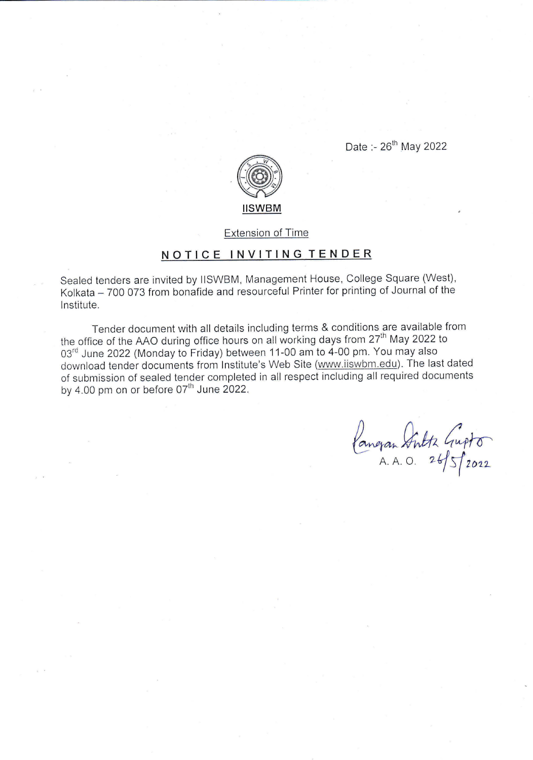Date :- 26th May 2022

**IISWBM**

Extension of Time

## NOTICE INVITING TENDER

Sealed tenders are invited by IISWBM, Management House, College Square (West), Kolkata – 700 073 from bonafide and resourceful Printer for printing of Journal of the Institute.

Tender document with all details including terms & conditions are available from the office of the AAO during office hours on all working days from 27th May 2022 to 03rd June 2022 (Monday to Friday) between 11-00 am to 4-00 pm. You may also download tender documents from Institute's Web Site (www.iiswbm.edu). The last dated of submission of sealed tender completed in all respect including all required documents by 4.00 pm on or before 07th June 2022.

Rangan Sinha Gupta
A. A. O. 26/5/2022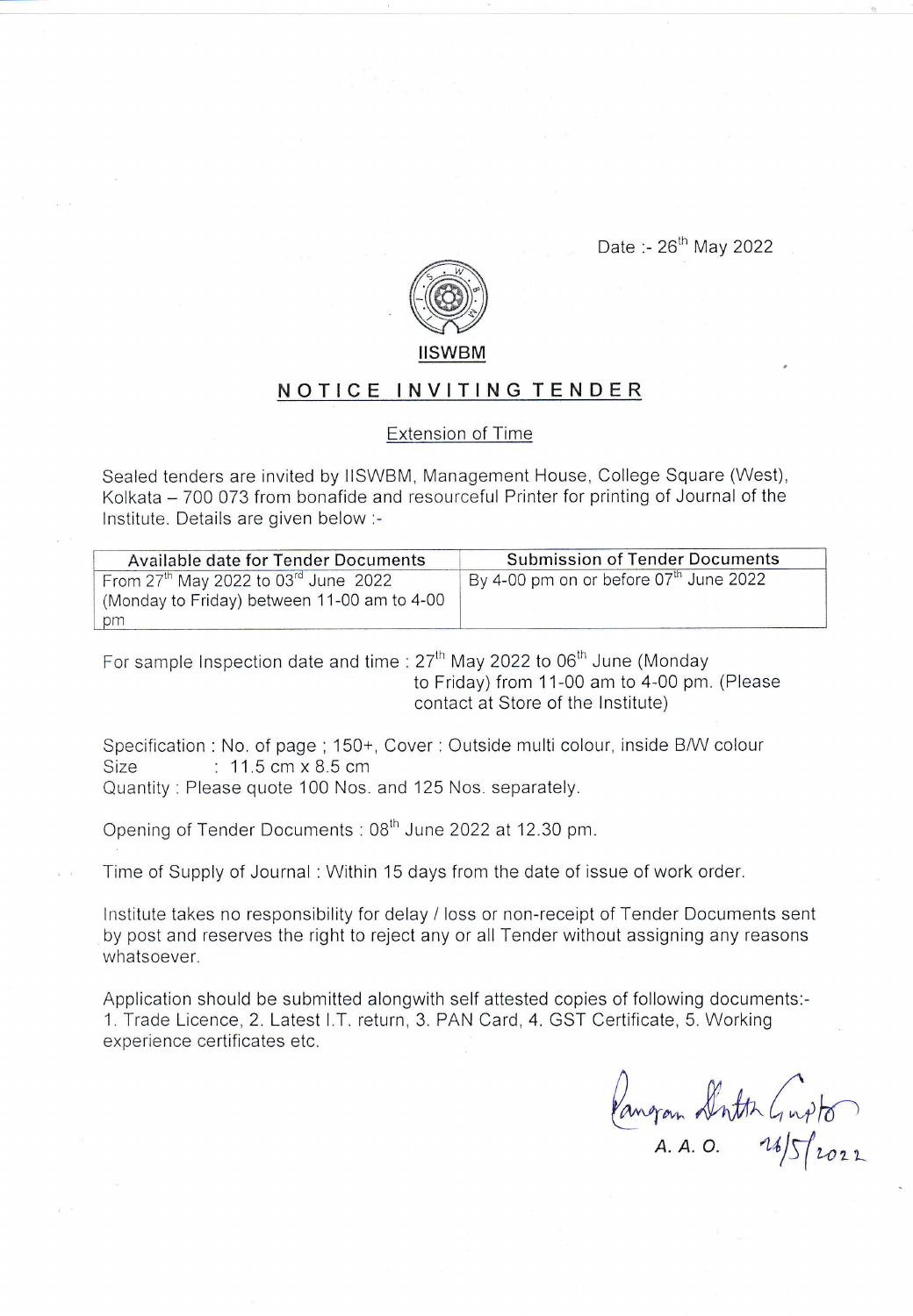Date :- 26th May 2022

**IISWBM**

# NOTICE INVITING TENDER

Extension of Time

Sealed tenders are invited by IISWBM, Management House, College Square (West), Kolkata – 700 073 from bonafide and resourceful Printer for printing of Journal of the Institute. Details are given below :-

| Available date for Tender Documents | Submission of Tender Documents |
|---|---|
| From 27th May 2022 to 03rd June 2022 (Monday to Friday) between 11-00 am to 4-00 pm | By 4-00 pm on or before 07th June 2022 |

For sample Inspection date and time : 27th May 2022 to 06th June (Monday to Friday) from 11-00 am to 4-00 pm. (Please contact at Store of the Institute)

Specification : No. of page ; 150+, Cover : Outside multi colour, inside B/W colour
Size : 11.5 cm x 8.5 cm
Quantity : Please quote 100 Nos. and 125 Nos. separately.

Opening of Tender Documents : 08th June 2022 at 12.30 pm.

Time of Supply of Journal : Within 15 days from the date of issue of work order.

Institute takes no responsibility for delay / loss or non-receipt of Tender Documents sent by post and reserves the right to reject any or all Tender without assigning any reasons whatsoever.

Application should be submitted alongwith self attested copies of following documents:- 1. Trade Licence, 2. Latest I.T. return, 3. PAN Card, 4. GST Certificate, 5. Working experience certificates etc.

Pangran Dutta Gupta 26/5/2022
A. A. O.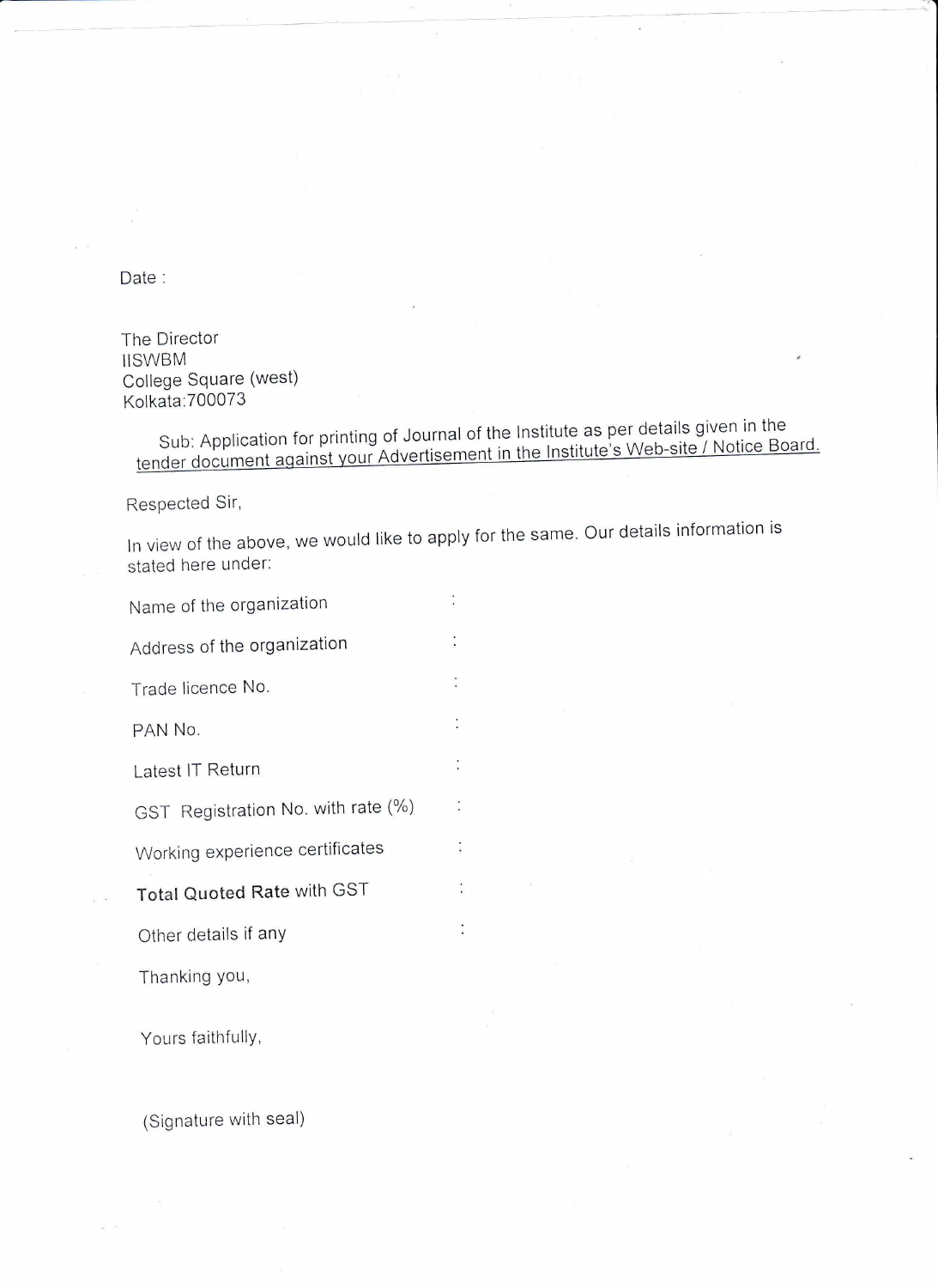Date :

The Director
IISWBM
College Square (west)
Kolkata:700073

Sub: Application for printing of Journal of the Institute as per details given in the <u>tender document against your Advertisement in the Institute's Web-site / Notice Board.</u>

Respected Sir,

In view of the above, we would like to apply for the same. Our details information is stated here under:

Name of the organization :

Address of the organization :

Trade licence No. :

PAN No. :

Latest IT Return :

GST Registration No. with rate (%) :

Working experience certificates :

**Total Quoted Rate** with GST :

Other details if any :

Thanking you,

Yours faithfully,

(Signature with seal)